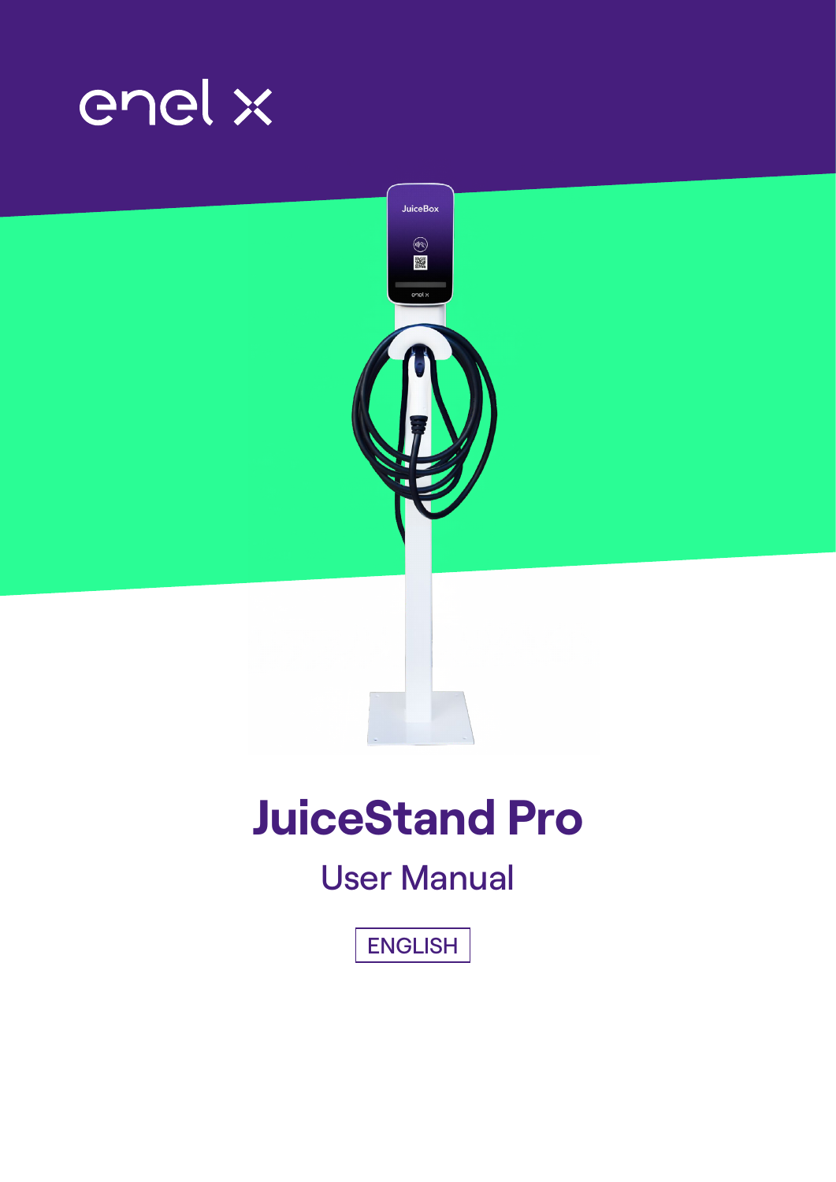enel x

# JuiceStand Pro

## User Manual

ENGLISH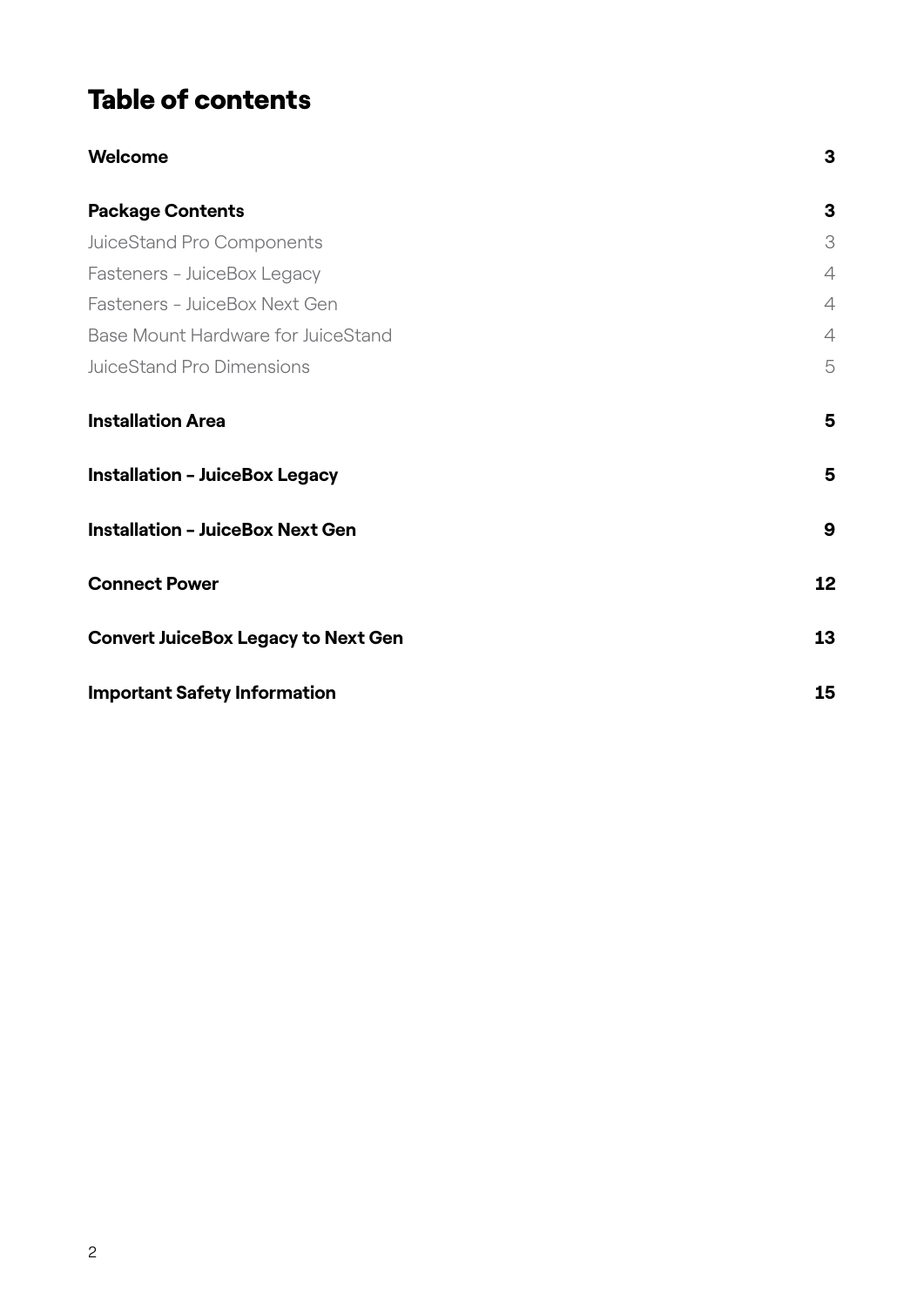# Table of contents

| | |
|---|---|
| **Welcome** | **3** |
| **Package Contents** | **3** |
| JuiceStand Pro Components | 3 |
| Fasteners - JuiceBox Legacy | 4 |
| Fasteners - JuiceBox Next Gen | 4 |
| Base Mount Hardware for JuiceStand | 4 |
| JuiceStand Pro Dimensions | 5 |
| **Installation Area** | **5** |
| **Installation - JuiceBox Legacy** | **5** |
| **Installation - JuiceBox Next Gen** | **9** |
| **Connect Power** | **12** |
| **Convert JuiceBox Legacy to Next Gen** | **13** |
| **Important Safety Information** | **15** |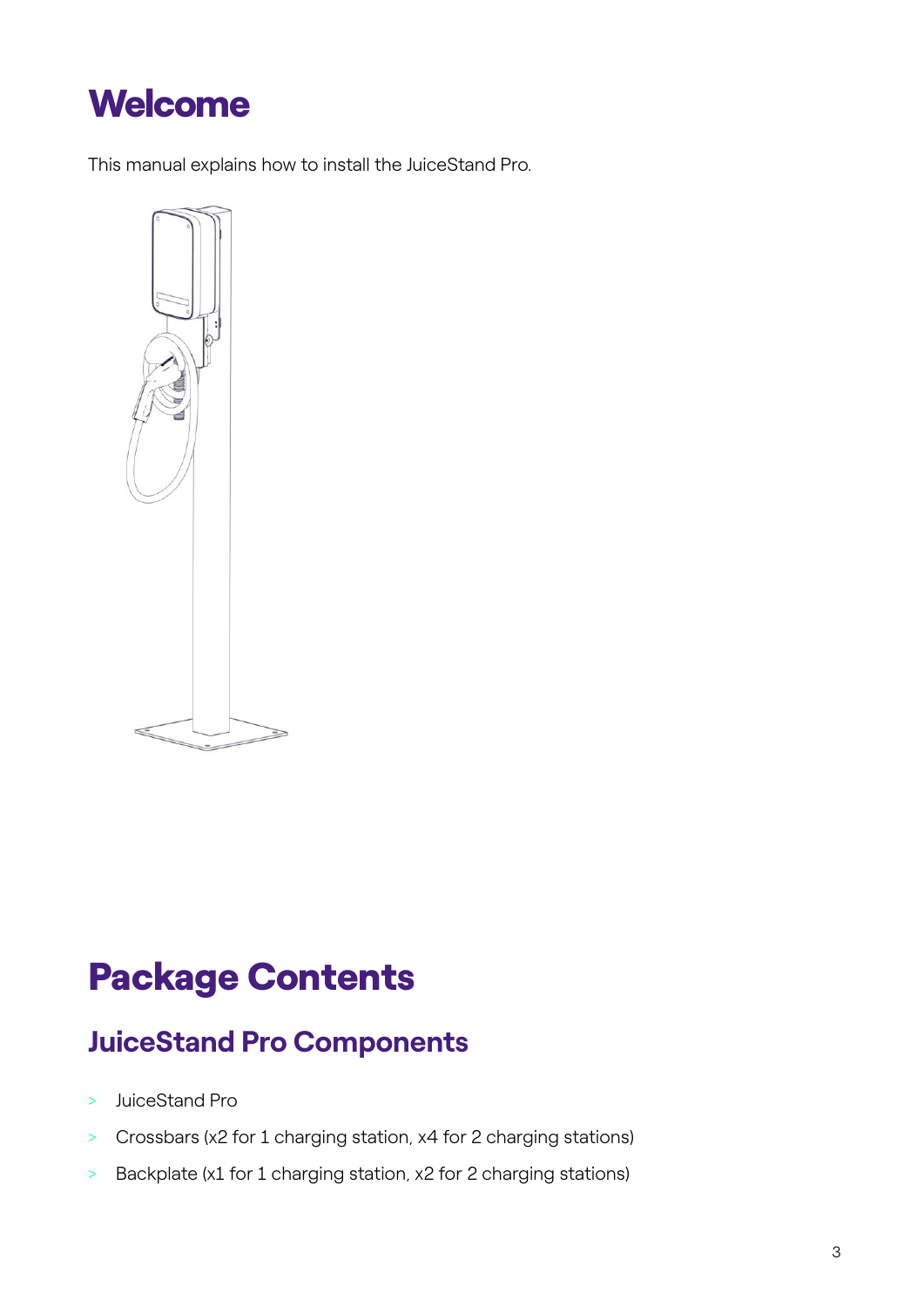# Welcome

This manual explains how to install the JuiceStand Pro.

# Package Contents

## JuiceStand Pro Components

- JuiceStand Pro
- Crossbars (x2 for 1 charging station, x4 for 2 charging stations)
- Backplate (x1 for 1 charging station, x2 for 2 charging stations)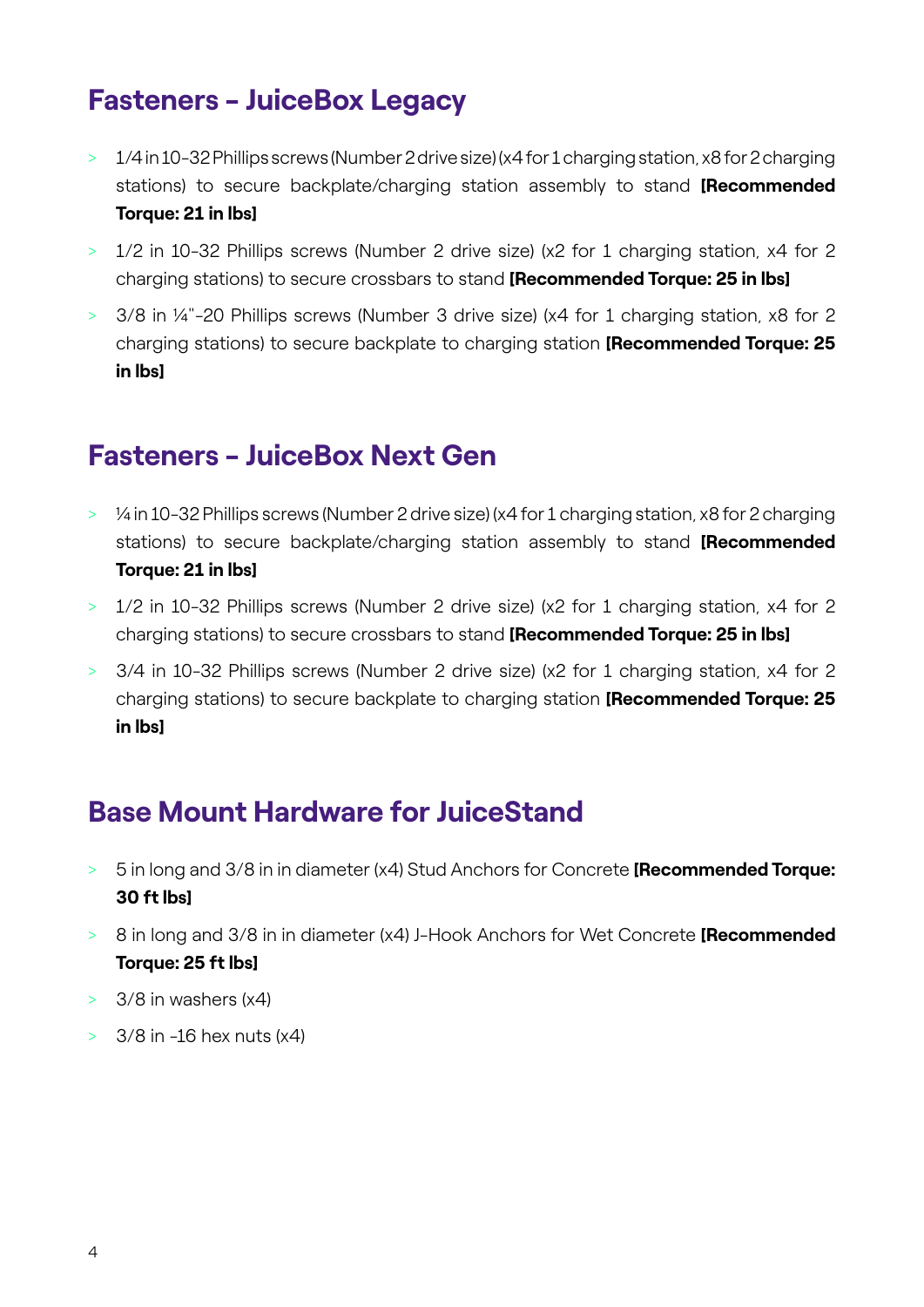## Fasteners – JuiceBox Legacy

- 1/4 in 10-32 Phillips screws (Number 2 drive size) (x4 for 1 charging station, x8 for 2 charging stations) to secure backplate/charging station assembly to stand **[Recommended Torque: 21 in lbs]**
- 1/2 in 10-32 Phillips screws (Number 2 drive size) (x2 for 1 charging station, x4 for 2 charging stations) to secure crossbars to stand **[Recommended Torque: 25 in lbs]**
- 3/8 in ¼"-20 Phillips screws (Number 3 drive size) (x4 for 1 charging station, x8 for 2 charging stations) to secure backplate to charging station **[Recommended Torque: 25 in lbs]**

## Fasteners – JuiceBox Next Gen

- ¼ in 10-32 Phillips screws (Number 2 drive size) (x4 for 1 charging station, x8 for 2 charging stations) to secure backplate/charging station assembly to stand **[Recommended Torque: 21 in lbs]**
- 1/2 in 10-32 Phillips screws (Number 2 drive size) (x2 for 1 charging station, x4 for 2 charging stations) to secure crossbars to stand **[Recommended Torque: 25 in lbs]**
- 3/4 in 10-32 Phillips screws (Number 2 drive size) (x2 for 1 charging station, x4 for 2 charging stations) to secure backplate to charging station **[Recommended Torque: 25 in lbs]**

## Base Mount Hardware for JuiceStand

- 5 in long and 3/8 in in diameter (x4) Stud Anchors for Concrete **[Recommended Torque: 30 ft lbs]**
- 8 in long and 3/8 in in diameter (x4) J-Hook Anchors for Wet Concrete **[Recommended Torque: 25 ft lbs]**
- 3/8 in washers (x4)
- 3/8 in -16 hex nuts (x4)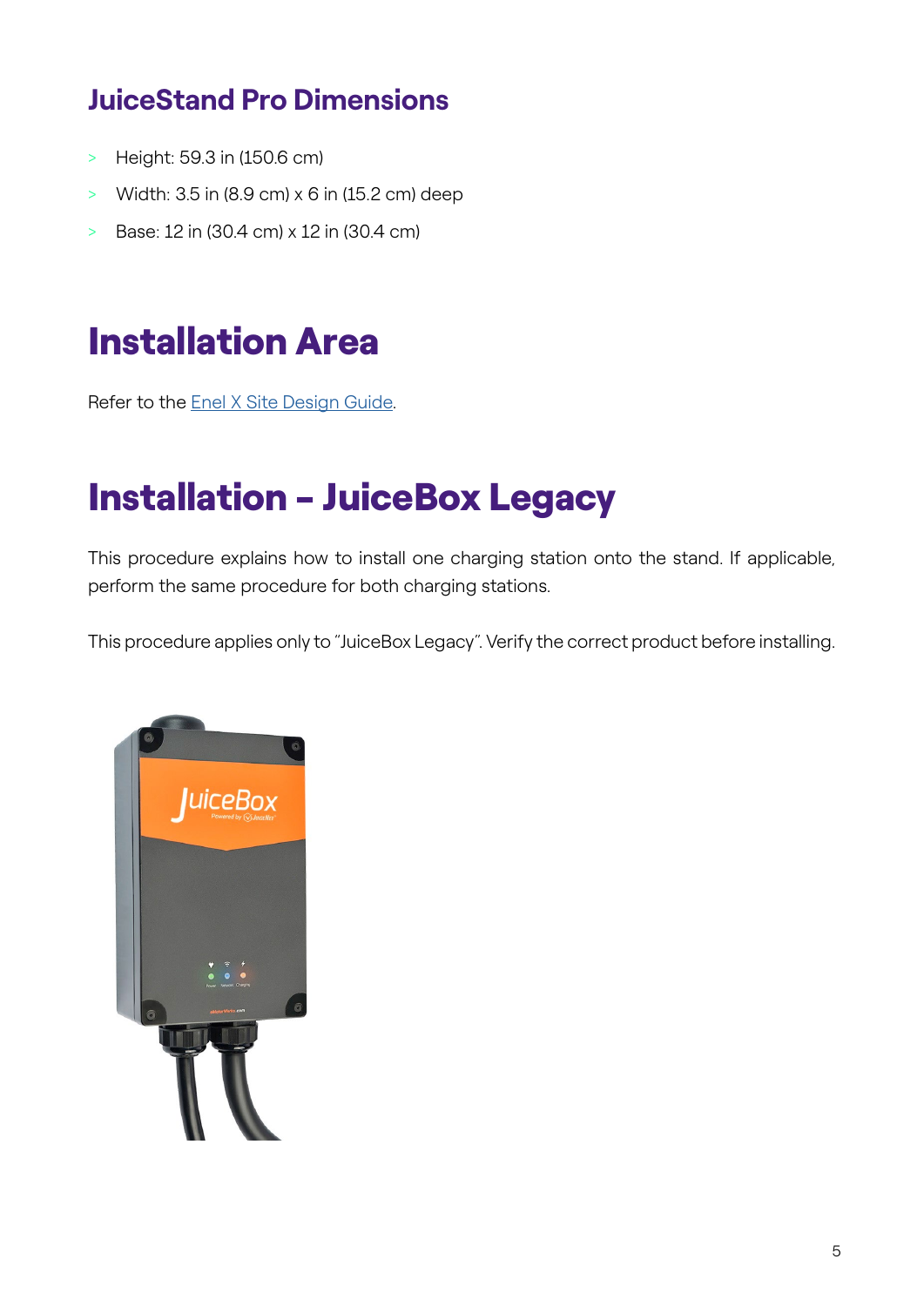## JuiceStand Pro Dimensions

- Height: 59.3 in (150.6 cm)
- Width: 3.5 in (8.9 cm) x 6 in (15.2 cm) deep
- Base: 12 in (30.4 cm) x 12 in (30.4 cm)

# Installation Area

Refer to the Enel X Site Design Guide.

# Installation – JuiceBox Legacy

This procedure explains how to install one charging station onto the stand. If applicable, perform the same procedure for both charging stations.

This procedure applies only to "JuiceBox Legacy". Verify the correct product before installing.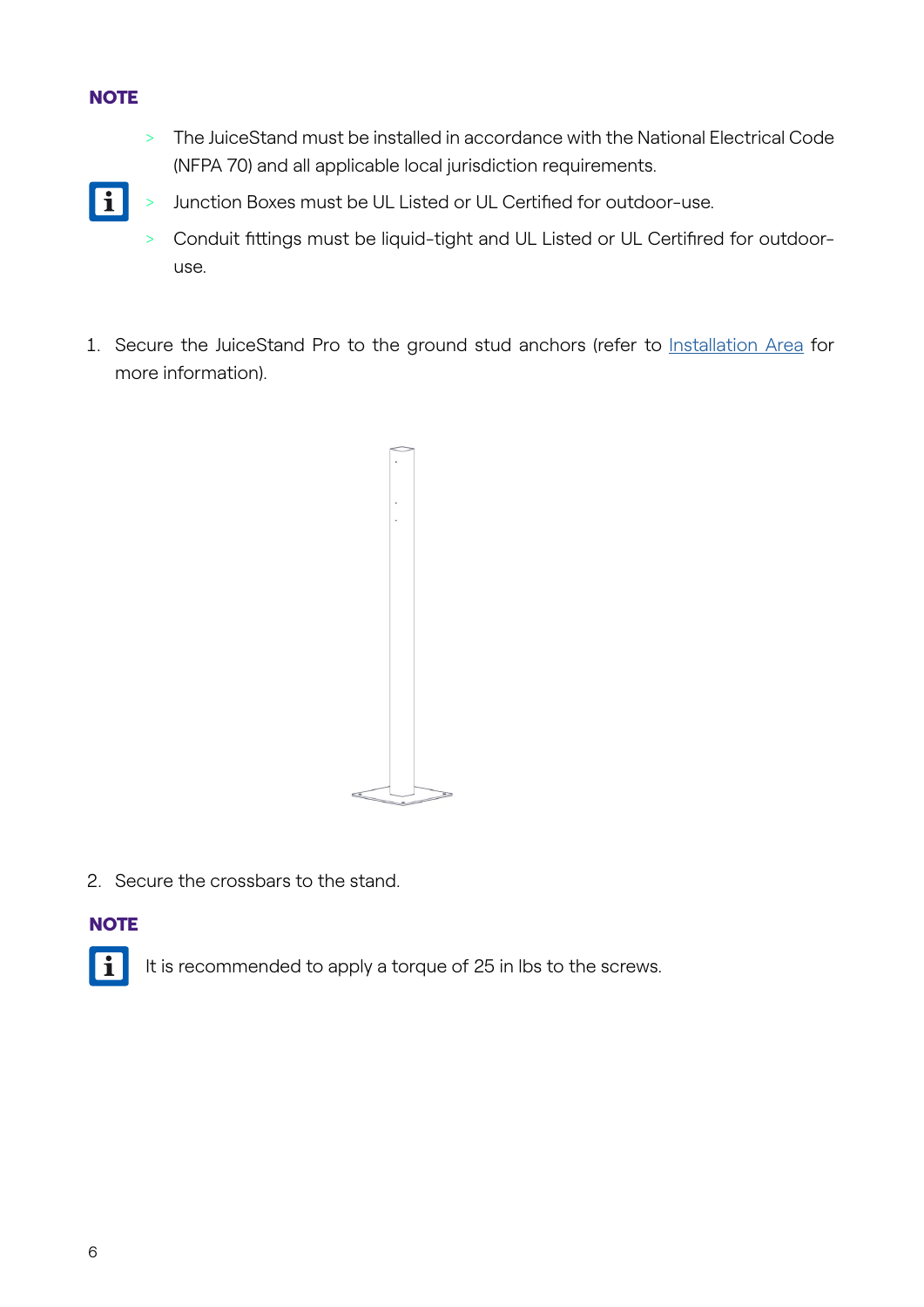**NOTE**

- The JuiceStand must be installed in accordance with the National Electrical Code (NFPA 70) and all applicable local jurisdiction requirements.
- Junction Boxes must be UL Listed or UL Certified for outdoor-use.
- Conduit fittings must be liquid-tight and UL Listed or UL Certifired for outdoor-use.

1. Secure the JuiceStand Pro to the ground stud anchors (refer to Installation Area for more information).

2. Secure the crossbars to the stand.

**NOTE**

It is recommended to apply a torque of 25 in lbs to the screws.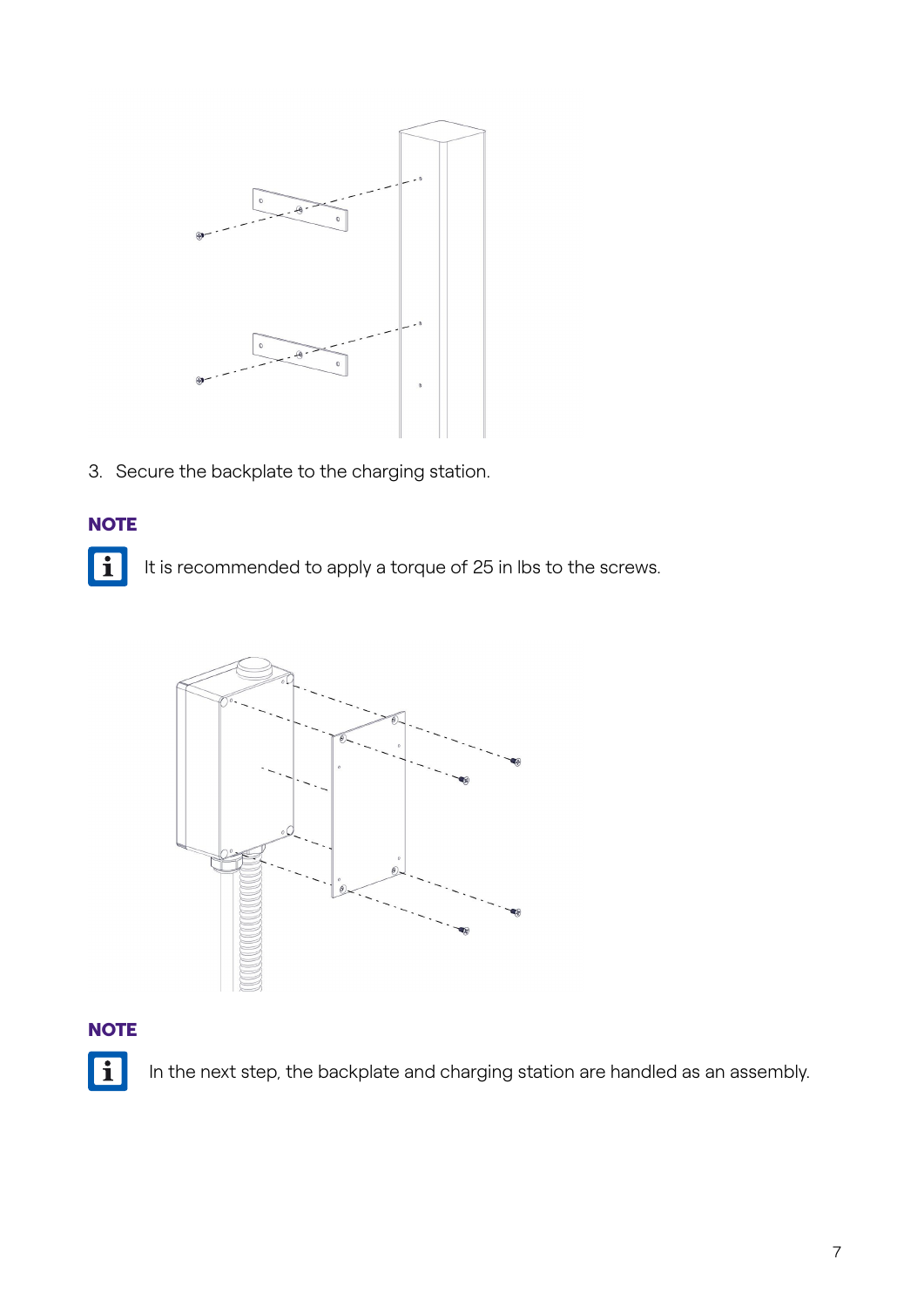3. Secure the backplate to the charging station.

**NOTE**

It is recommended to apply a torque of 25 in lbs to the screws.

**NOTE**

In the next step, the backplate and charging station are handled as an assembly.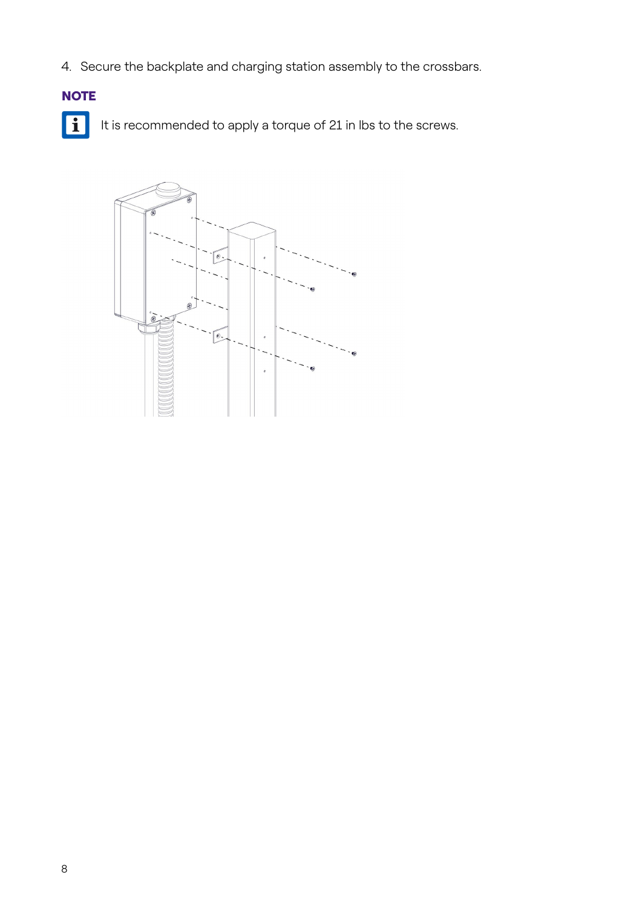4. Secure the backplate and charging station assembly to the crossbars.

**NOTE**

It is recommended to apply a torque of 21 in lbs to the screws.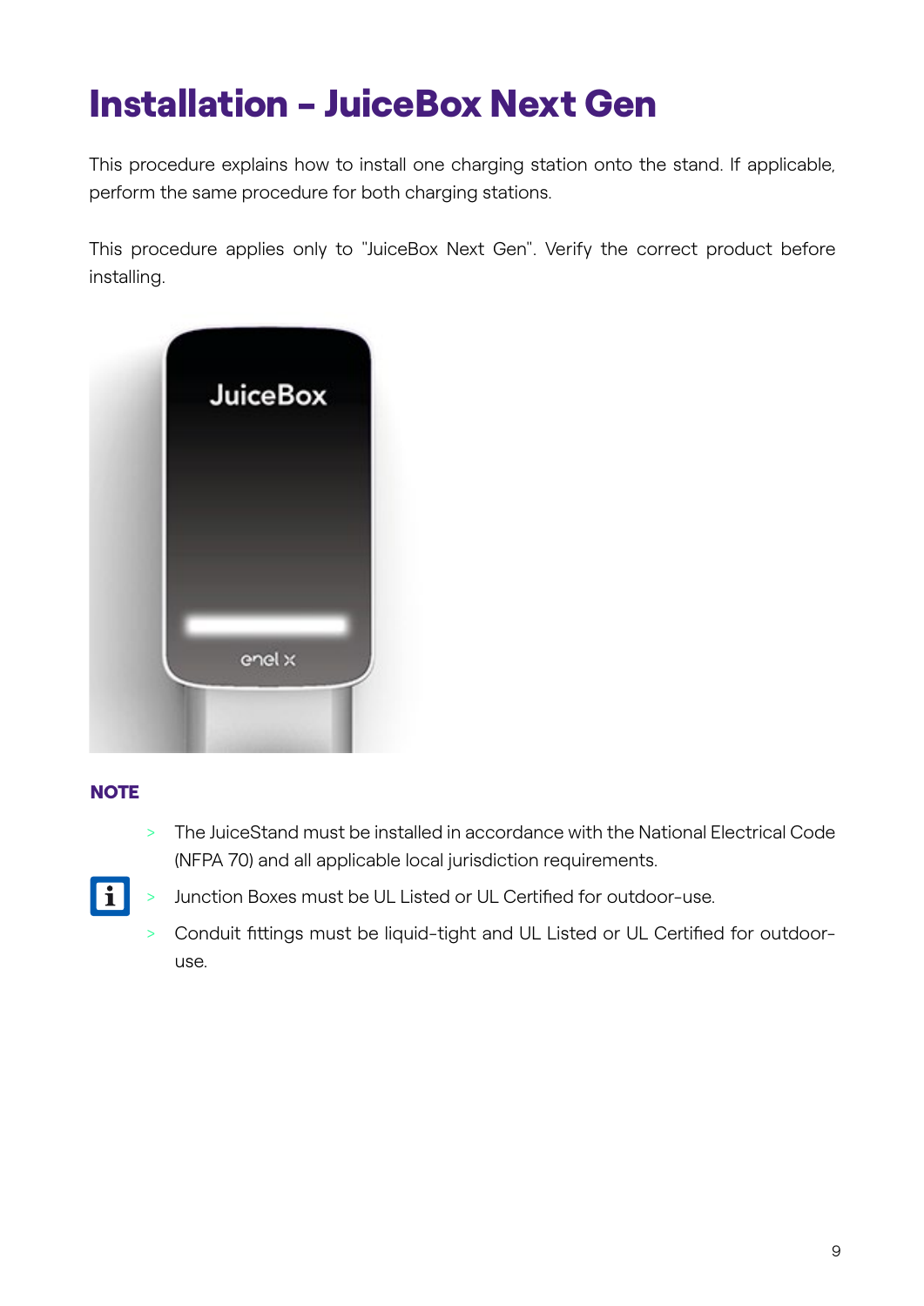# Installation – JuiceBox Next Gen

This procedure explains how to install one charging station onto the stand. If applicable, perform the same procedure for both charging stations.

This procedure applies only to "JuiceBox Next Gen". Verify the correct product before installing.

**NOTE**

- The JuiceStand must be installed in accordance with the National Electrical Code (NFPA 70) and all applicable local jurisdiction requirements.
- Junction Boxes must be UL Listed or UL Certified for outdoor-use.
- Conduit fittings must be liquid-tight and UL Listed or UL Certified for outdoor-use.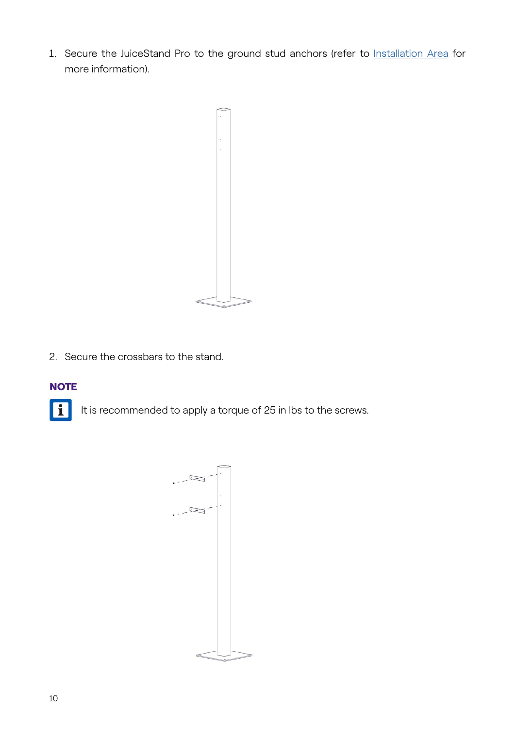1. Secure the JuiceStand Pro to the ground stud anchors (refer to Installation Area for more information).

2. Secure the crossbars to the stand.

**NOTE**

It is recommended to apply a torque of 25 in lbs to the screws.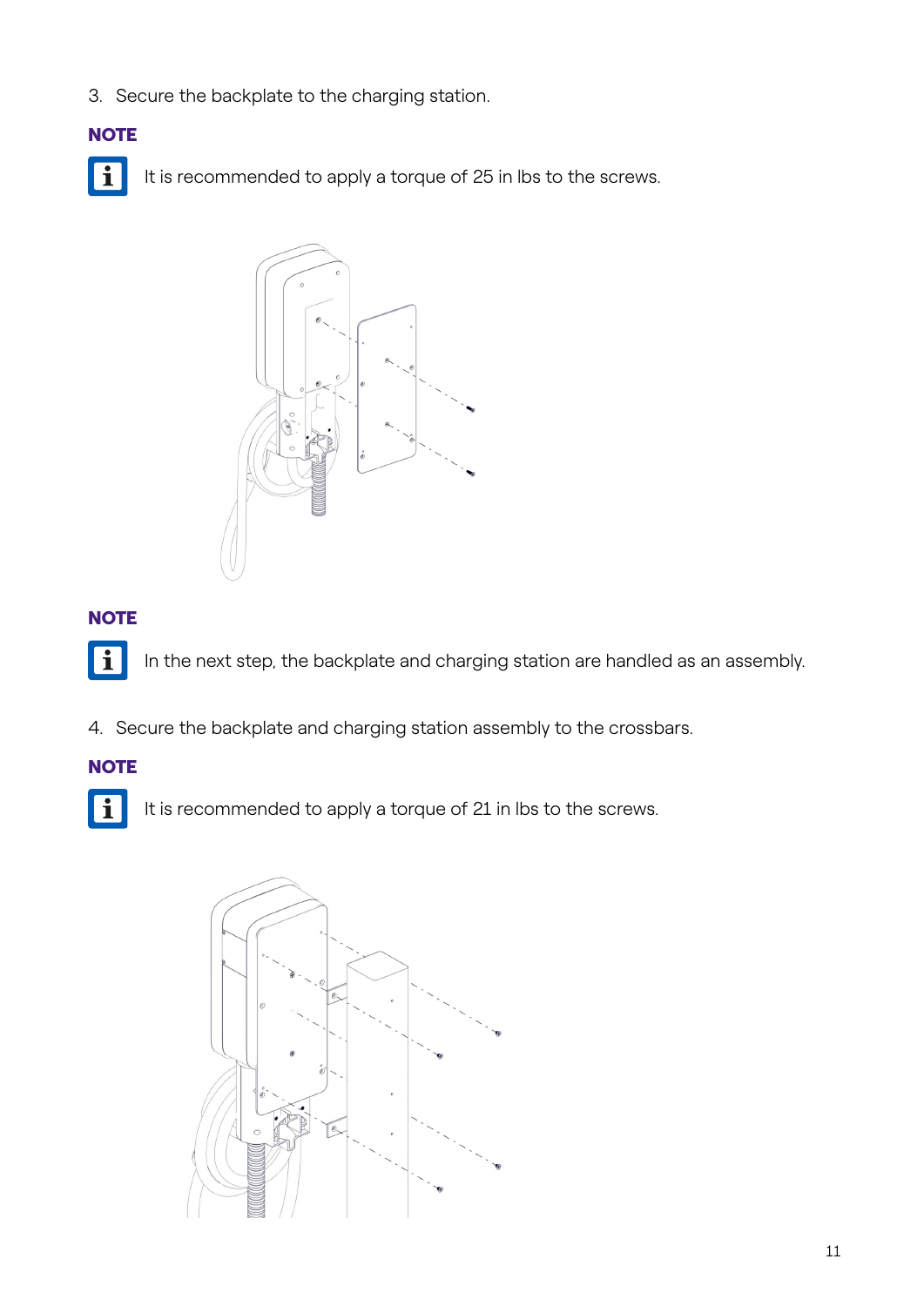3. Secure the backplate to the charging station.

**NOTE**

It is recommended to apply a torque of 25 in lbs to the screws.

**NOTE**

In the next step, the backplate and charging station are handled as an assembly.

4. Secure the backplate and charging station assembly to the crossbars.

**NOTE**

It is recommended to apply a torque of 21 in lbs to the screws.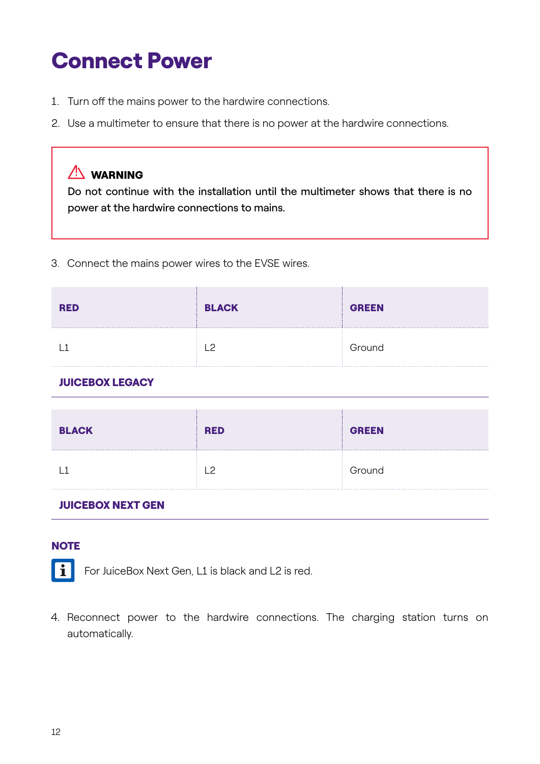# Connect Power

1. Turn off the mains power to the hardwire connections.
2. Use a multimeter to ensure that there is no power at the hardwire connections.

> ⚠ **WARNING**
> Do not continue with the installation until the multimeter shows that there is no power at the hardwire connections to mains.

3. Connect the mains power wires to the EVSE wires.

| RED | BLACK | GREEN |
|---|---|---|
| L1 | L2 | Ground |

**JUICEBOX LEGACY**

| BLACK | RED | GREEN |
|---|---|---|
| L1 | L2 | Ground |

**JUICEBOX NEXT GEN**

**NOTE**

For JuiceBox Next Gen, L1 is black and L2 is red.

4. Reconnect power to the hardwire connections. The charging station turns on automatically.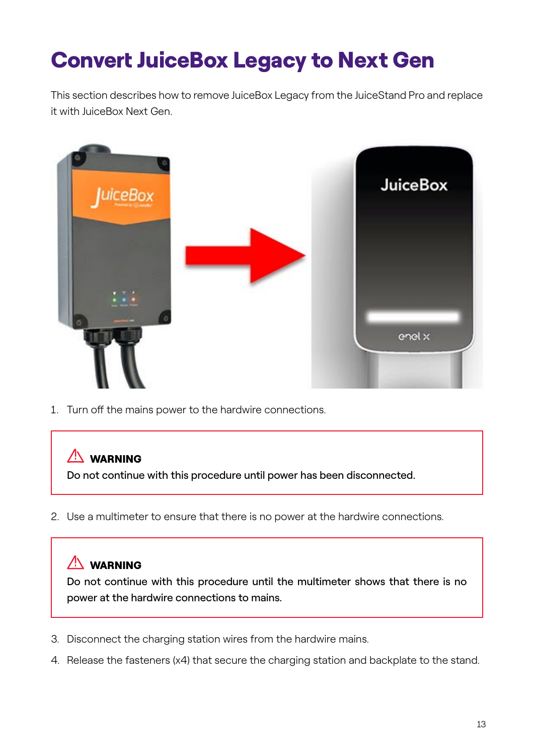# Convert JuiceBox Legacy to Next Gen

This section describes how to remove JuiceBox Legacy from the JuiceStand Pro and replace it with JuiceBox Next Gen.

1. Turn off the mains power to the hardwire connections.

> ⚠ **WARNING**
> **Do not continue with this procedure until power has been disconnected.**

2. Use a multimeter to ensure that there is no power at the hardwire connections.

> ⚠ **WARNING**
> **Do not continue with this procedure until the multimeter shows that there is no power at the hardwire connections to mains.**

3. Disconnect the charging station wires from the hardwire mains.
4. Release the fasteners (x4) that secure the charging station and backplate to the stand.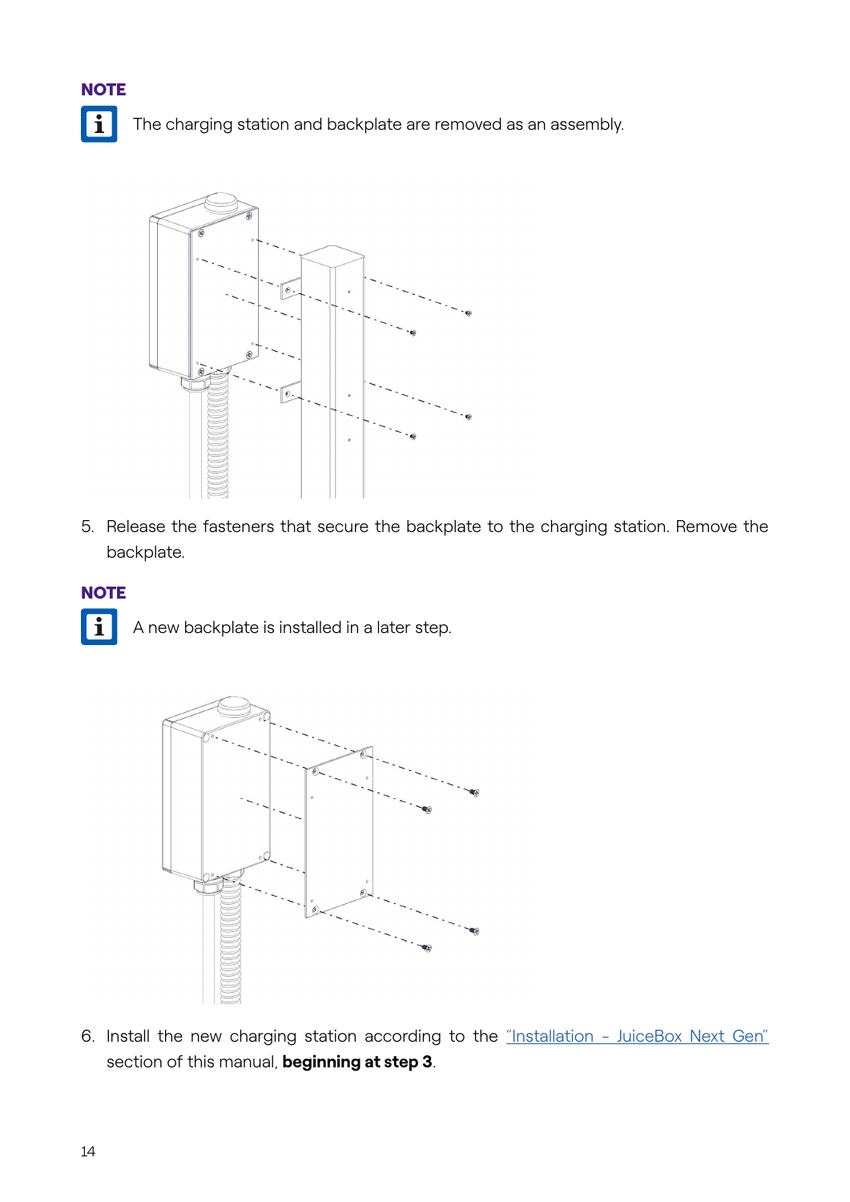**NOTE**

The charging station and backplate are removed as an assembly.

5. Release the fasteners that secure the backplate to the charging station. Remove the backplate.

**NOTE**

A new backplate is installed in a later step.

6. Install the new charging station according to the "Installation – JuiceBox Next Gen" section of this manual, **beginning at step 3**.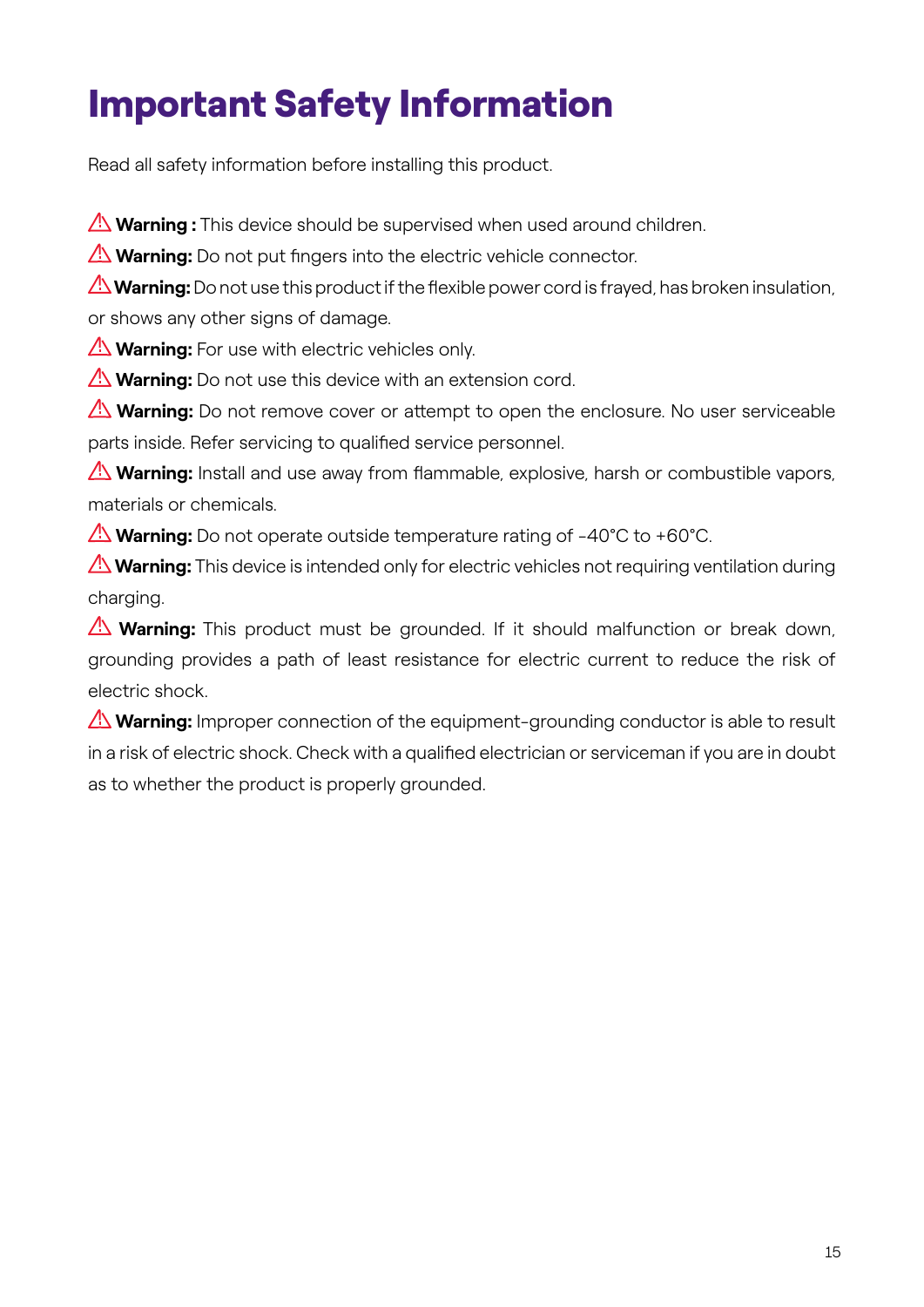# Important Safety Information

Read all safety information before installing this product.

⚠ **Warning :** This device should be supervised when used around children.

⚠ **Warning:** Do not put fingers into the electric vehicle connector.

⚠ **Warning:** Do not use this product if the flexible power cord is frayed, has broken insulation, or shows any other signs of damage.

⚠ **Warning:** For use with electric vehicles only.

⚠ **Warning:** Do not use this device with an extension cord.

⚠ **Warning:** Do not remove cover or attempt to open the enclosure. No user serviceable parts inside. Refer servicing to qualified service personnel.

⚠ **Warning:** Install and use away from flammable, explosive, harsh or combustible vapors, materials or chemicals.

⚠ **Warning:** Do not operate outside temperature rating of -40°C to +60°C.

⚠ **Warning:** This device is intended only for electric vehicles not requiring ventilation during charging.

⚠ **Warning:** This product must be grounded. If it should malfunction or break down, grounding provides a path of least resistance for electric current to reduce the risk of electric shock.

⚠ **Warning:** Improper connection of the equipment-grounding conductor is able to result in a risk of electric shock. Check with a qualified electrician or serviceman if you are in doubt as to whether the product is properly grounded.